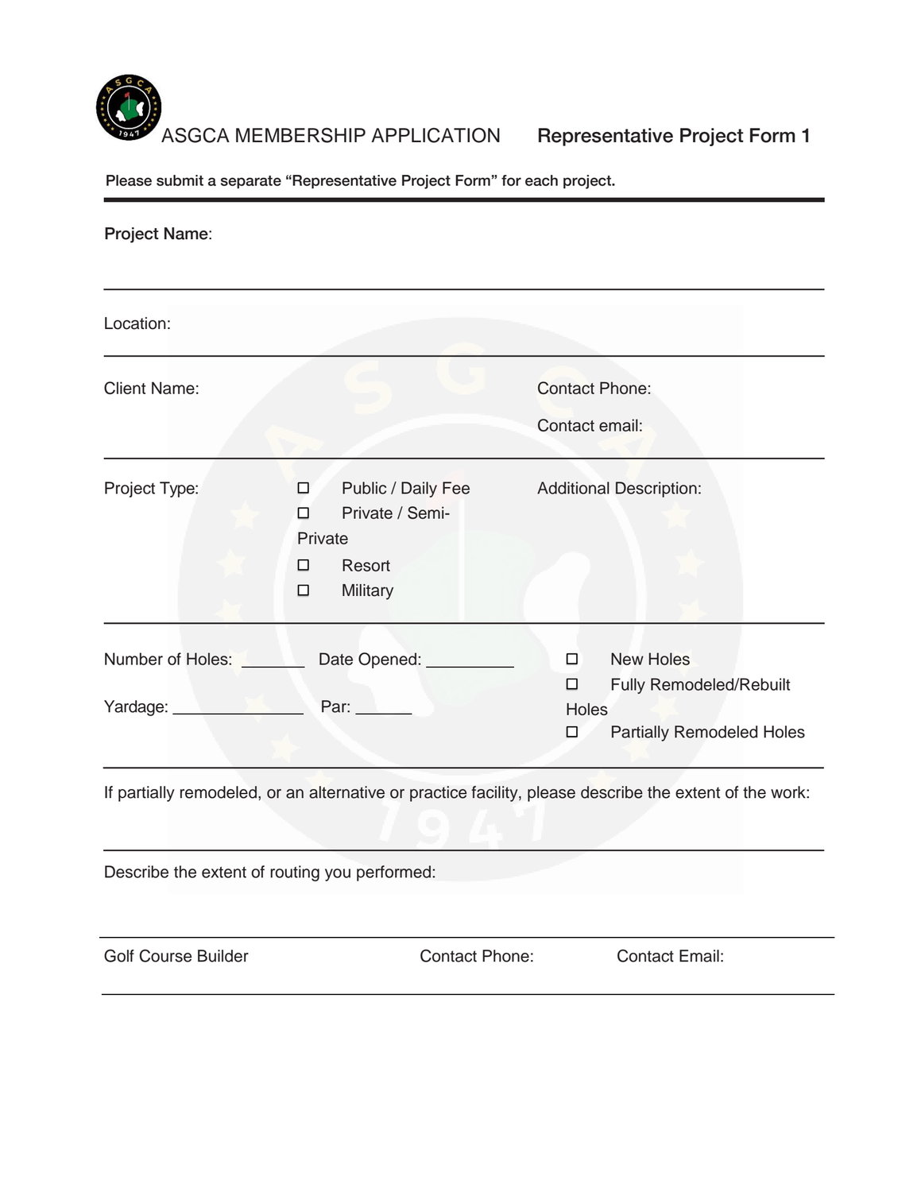# ASGCA MEMBERSHIP APPLICATION — Representative Project Form 1

**Please submit a separate "Representative Project Form" for each project.**

---

**Project Name**:

---

Location:

---

Client Name:

Contact Phone:

Contact email:

---

Project Type:

- ☐ Public / Daily Fee
- ☐ Private / Semi-Private
- ☐ Resort
- ☐ Military

Additional Description:

---

Number of Holes: _______ Date Opened: __________

Yardage: _______________ Par: ______

- ☐ New Holes
- ☐ Fully Remodeled/Rebuilt Holes
- ☐ Partially Remodeled Holes

---

If partially remodeled, or an alternative or practice facility, please describe the extent of the work:

---

Describe the extent of routing you performed:

---

Golf Course Builder

Contact Phone:

Contact Email:

---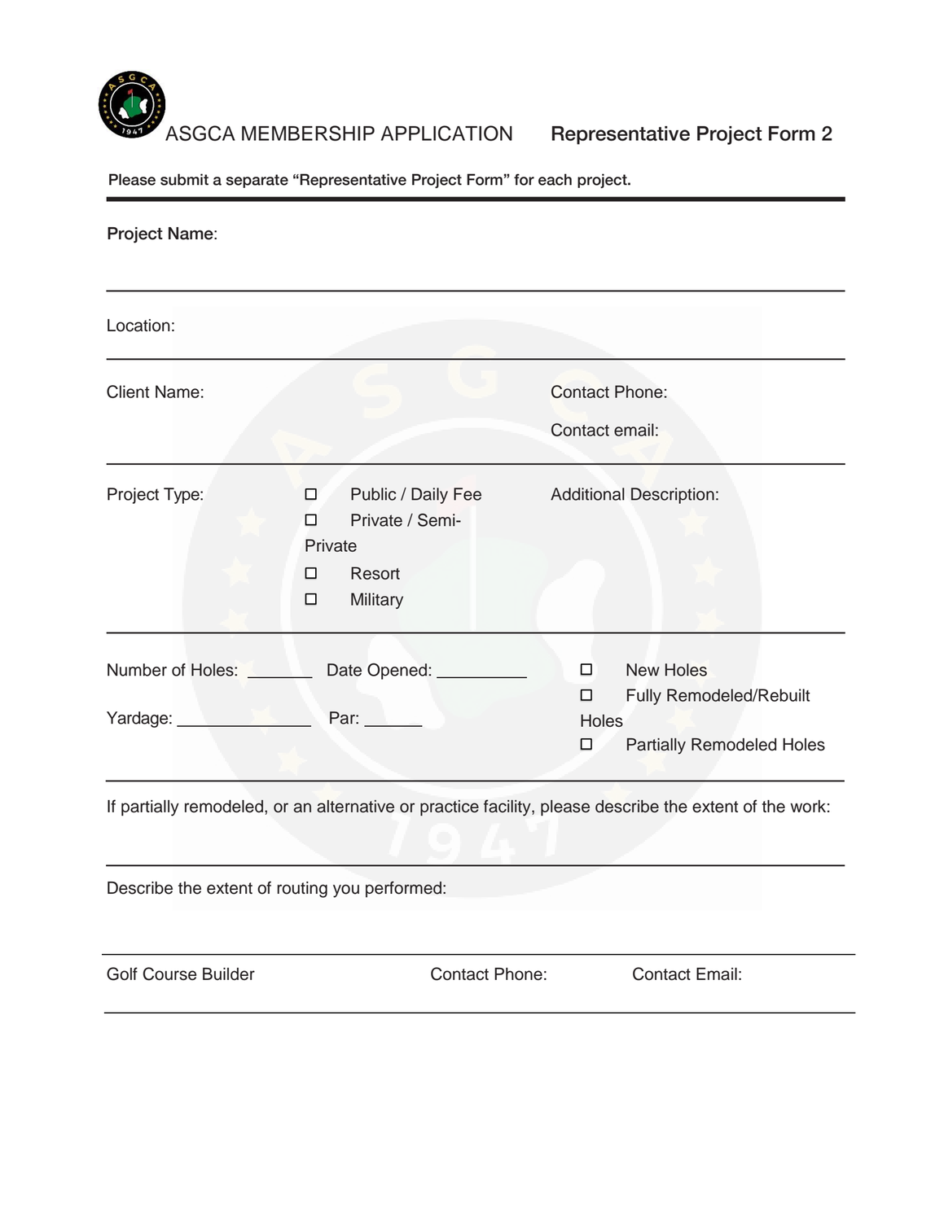# ASGCA MEMBERSHIP APPLICATION — Representative Project Form 2

**Please submit a separate "Representative Project Form" for each project.**

---

**Project Name**:

---

Location:

---

Client Name:

Contact Phone:

Contact email:

---

Project Type:

- ☐ Public / Daily Fee
- ☐ Private / Semi-Private
- ☐ Resort
- ☐ Military

Additional Description:

---

Number of Holes: _______ Date Opened: __________

Yardage: ______________ Par: ______

- ☐ New Holes
- ☐ Fully Remodeled/Rebuilt Holes
- ☐ Partially Remodeled Holes

---

If partially remodeled, or an alternative or practice facility, please describe the extent of the work:

---

Describe the extent of routing you performed:

---

Golf Course Builder | Contact Phone: | Contact Email:

---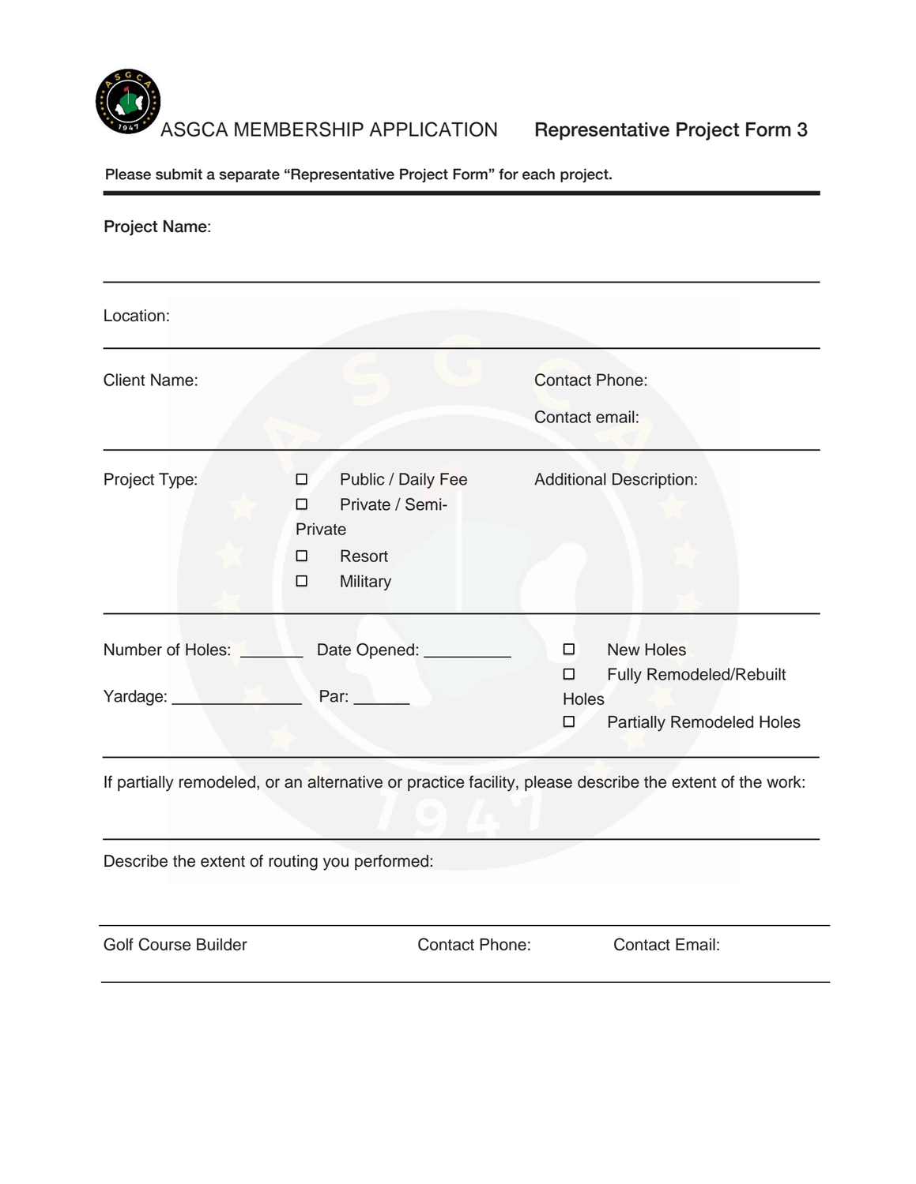# ASGCA MEMBERSHIP APPLICATION — Representative Project Form 3

**Please submit a separate "Representative Project Form" for each project.**

---

**Project Name**:

---

Location:

---

Client Name:

Contact Phone:

Contact email:

---

Project Type:

- ☐ Public / Daily Fee
- ☐ Private / Semi-Private
- ☐ Resort
- ☐ Military

Additional Description:

---

Number of Holes: _______ Date Opened: __________

Yardage: _______________ Par: ______

- ☐ New Holes
- ☐ Fully Remodeled/Rebuilt Holes
- ☐ Partially Remodeled Holes

---

If partially remodeled, or an alternative or practice facility, please describe the extent of the work:

---

Describe the extent of routing you performed:

---

Golf Course Builder

Contact Phone:

Contact Email:

---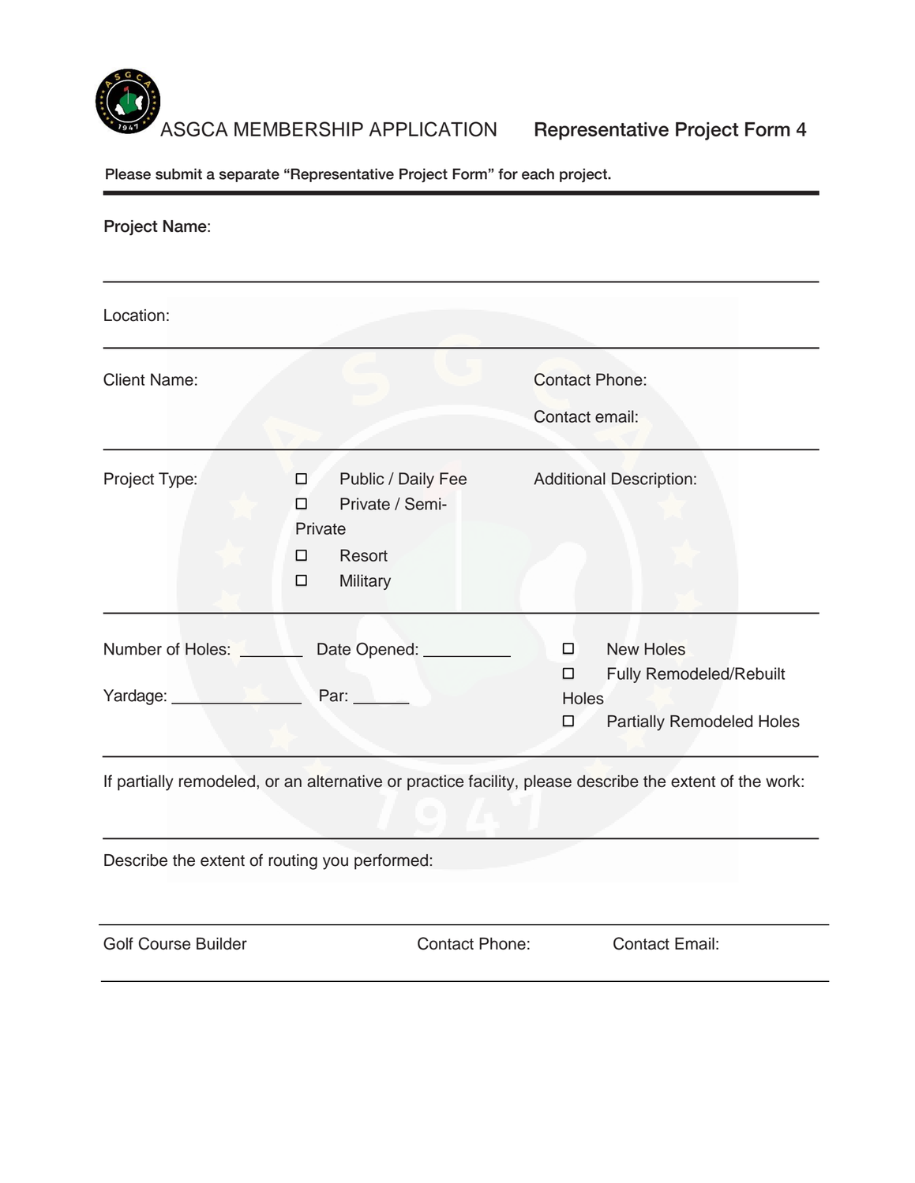# ASGCA MEMBERSHIP APPLICATION — Representative Project Form 4

**Please submit a separate "Representative Project Form" for each project.**

---

**Project Name**:

---

Location:

---

Client Name:

Contact Phone:

Contact email:

---

Project Type:

- ☐ Public / Daily Fee
- ☐ Private / Semi-Private
- ☐ Resort
- ☐ Military

Additional Description:

---

Number of Holes: _______ Date Opened: __________

Yardage: _______________ Par: ______

- ☐ New Holes
- ☐ Fully Remodeled/Rebuilt Holes
- ☐ Partially Remodeled Holes

---

If partially remodeled, or an alternative or practice facility, please describe the extent of the work:

---

Describe the extent of routing you performed:

---

Golf Course Builder

Contact Phone:

Contact Email:

---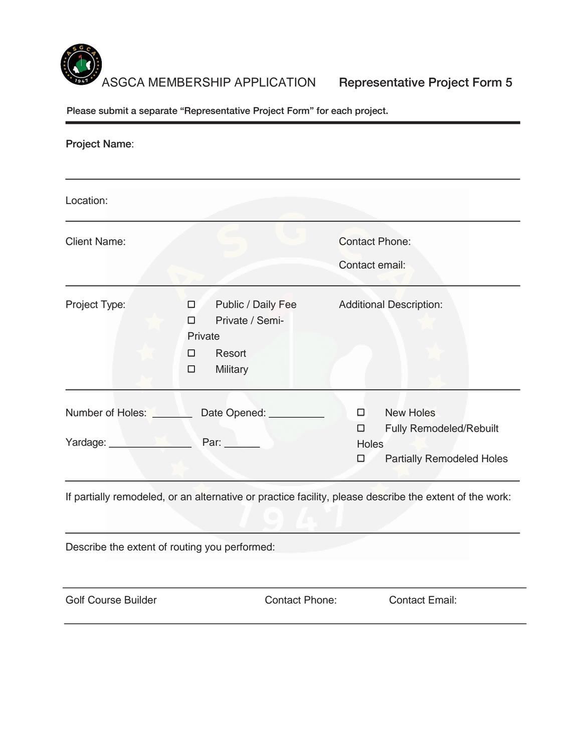# ASGCA MEMBERSHIP APPLICATION — Representative Project Form 5

**Please submit a separate "Representative Project Form" for each project.**

---

**Project Name**:

---

Location:

---

Client Name:

Contact Phone:

Contact email:

---

Project Type:

- ☐ Public / Daily Fee
- ☐ Private / Semi-Private
- ☐ Resort
- ☐ Military

Additional Description:

---

Number of Holes: _______ Date Opened: __________

Yardage: _______________ Par: ______

- ☐ New Holes
- ☐ Fully Remodeled/Rebuilt Holes
- ☐ Partially Remodeled Holes

---

If partially remodeled, or an alternative or practice facility, please describe the extent of the work:

---

Describe the extent of routing you performed:

---

Golf Course Builder

Contact Phone:

Contact Email:

---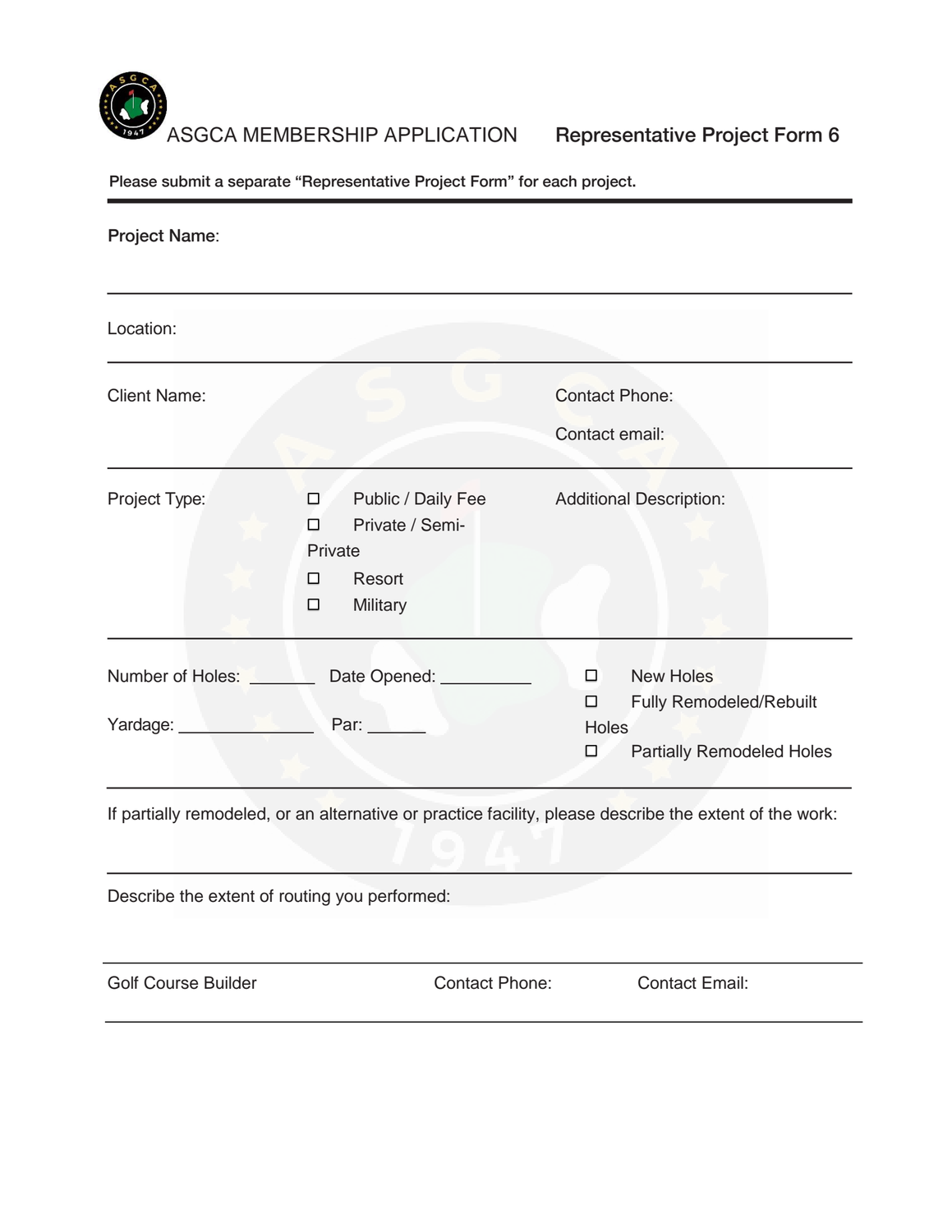# ASGCA MEMBERSHIP APPLICATION — Representative Project Form 6

**Please submit a separate "Representative Project Form" for each project.**

---

**Project Name**:

---

Location:

---

Client Name:

Contact Phone:

Contact email:

---

Project Type:

- ☐ Public / Daily Fee
- ☐ Private / Semi-Private
- ☐ Resort
- ☐ Military

Additional Description:

---

Number of Holes: _______ Date Opened: __________

Yardage: _______________ Par: ______

- ☐ New Holes
- ☐ Fully Remodeled/Rebuilt Holes
- ☐ Partially Remodeled Holes

---

If partially remodeled, or an alternative or practice facility, please describe the extent of the work:

---

Describe the extent of routing you performed:

---

Golf Course Builder

Contact Phone:

Contact Email:

---